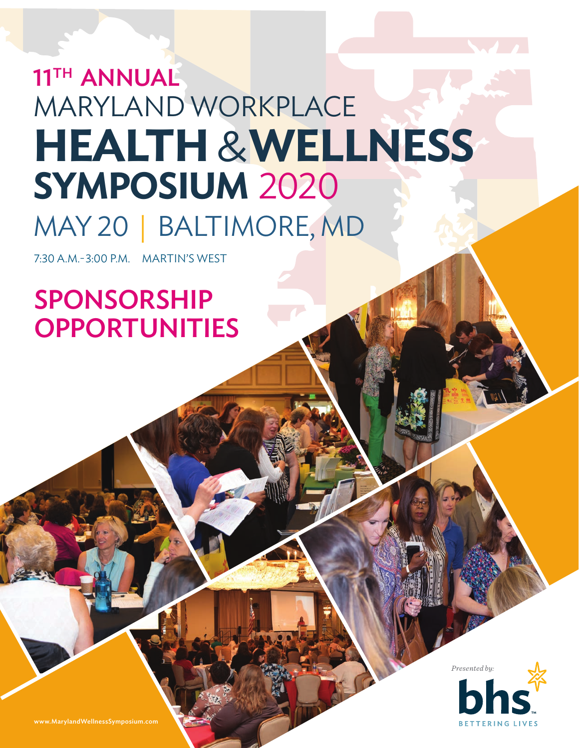# 11[TH] ANNUAL MARYLAND WORKPLACE HEALTH & WELLNESS SYMPOSIUM 2020

## MAY 20 | BALTIMORE, MD

7:30 A.M.-3:00 P.M. MARTIN'S WEST

## SPONSORSHIP OPPORTUNITIES

www.MarylandWellnessSymposium.com

*Presented by:*

bhs™ BETTERING LIVES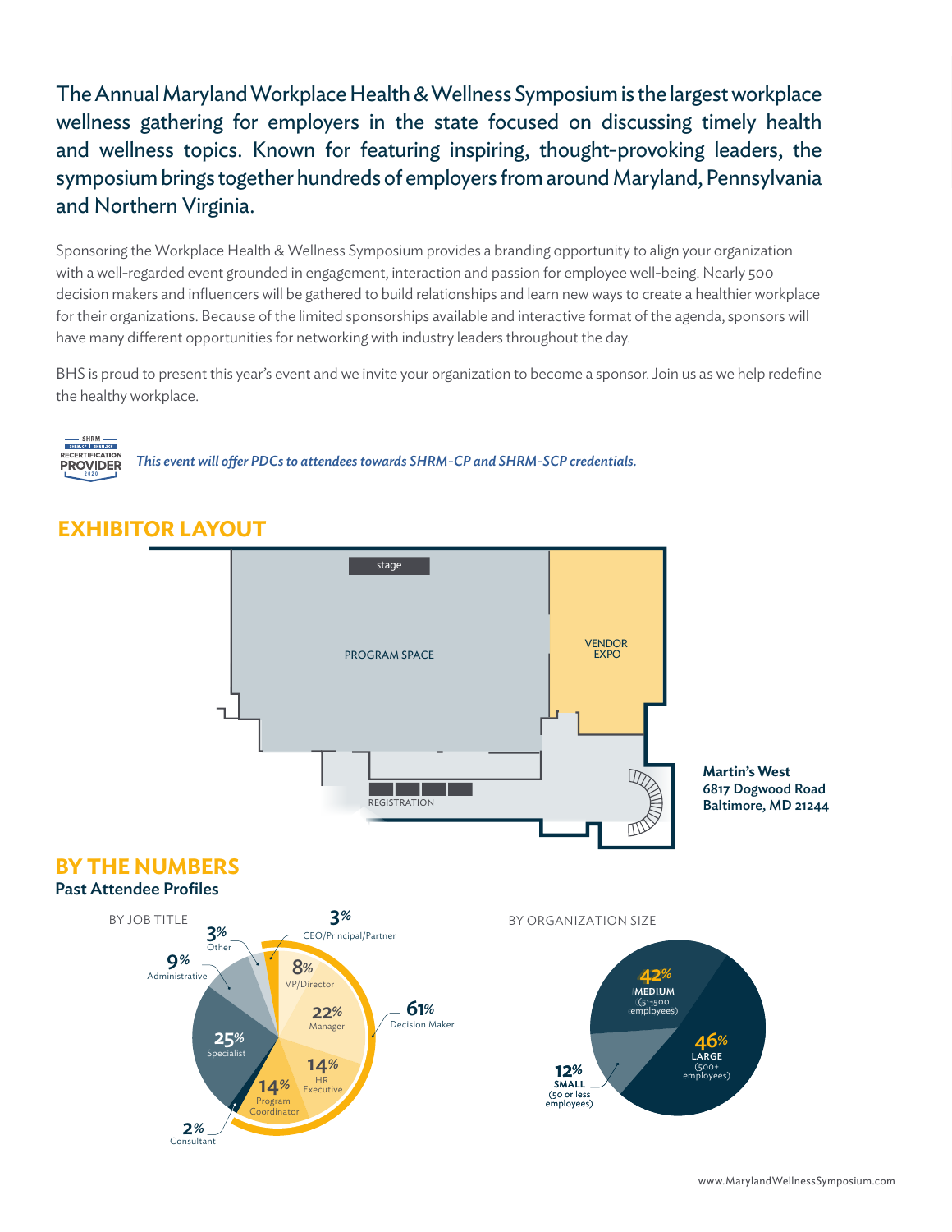The Annual Maryland Workplace Health & Wellness Symposium is the largest workplace wellness gathering for employers in the state focused on discussing timely health and wellness topics. Known for featuring inspiring, thought-provoking leaders, the symposium brings together hundreds of employers from around Maryland, Pennsylvania and Northern Virginia.

Sponsoring the Workplace Health & Wellness Symposium provides a branding opportunity to align your organization with a well-regarded event grounded in engagement, interaction and passion for employee well-being. Nearly 500 decision makers and influencers will be gathered to build relationships and learn new ways to create a healthier workplace for their organizations. Because of the limited sponsorships available and interactive format of the agenda, sponsors will have many different opportunities for networking with industry leaders throughout the day.

BHS is proud to present this year's event and we invite your organization to become a sponsor. Join us as we help redefine the healthy workplace.

SHRM RECERTIFICATION PROVIDER 2020

*This event will offer PDCs to attendees towards SHRM-CP and SHRM-SCP credentials.*

## EXHIBITOR LAYOUT

stage

PROGRAM SPACE

VENDOR EXPO

REGISTRATION

**Martin's West**
**6817 Dogwood Road**
**Baltimore, MD 21244**

## BY THE NUMBERS

### Past Attendee Profiles

BY JOB TITLE

- 3% CEO/Principal/Partner
- 8% VP/Director
- 22% Manager
- 14% HR Executive
- 14% Program Coordinator
- 61% Decision Maker
- 2% Consultant
- 25% Specialist
- 9% Administrative
- 3% Other

BY ORGANIZATION SIZE

- 42% MEDIUM (51-500 employees)
- 46% LARGE (500+ employees)
- 12% SMALL (50 or less employees)

www.MarylandWellnessSymposium.com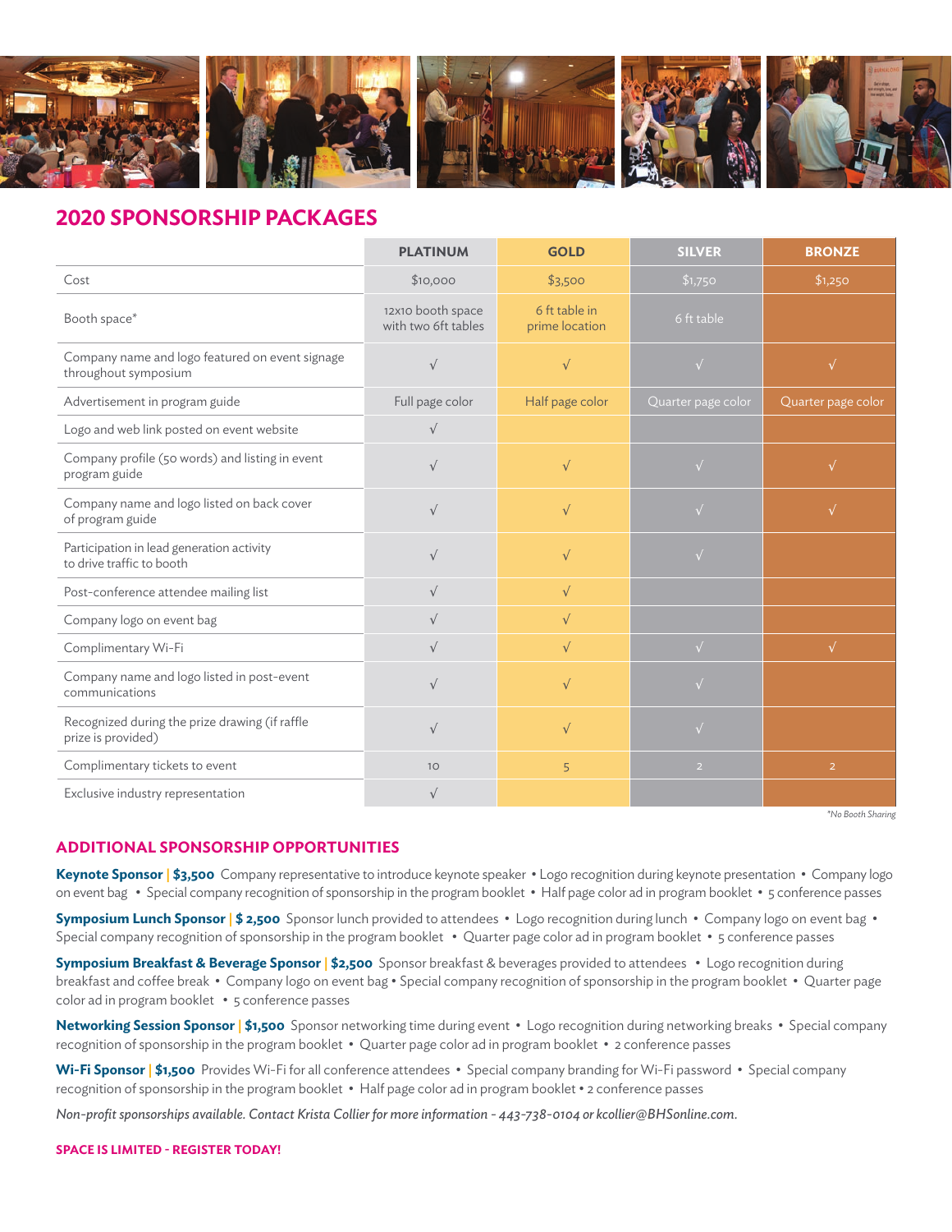## 2020 SPONSORSHIP PACKAGES

| | PLATINUM | GOLD | SILVER | BRONZE |
|---|---|---|---|---|
| Cost | $10,000 | $3,500 | $1,750 | $1,250 |
| Booth space* | 12x10 booth space with two 6ft tables | 6 ft table in prime location | 6 ft table | |
| Company name and logo featured on event signage throughout symposium | √ | √ | √ | √ |
| Advertisement in program guide | Full page color | Half page color | Quarter page color | Quarter page color |
| Logo and web link posted on event website | √ | | | |
| Company profile (50 words) and listing in event program guide | √ | √ | √ | √ |
| Company name and logo listed on back cover of program guide | √ | √ | √ | √ |
| Participation in lead generation activity to drive traffic to booth | √ | √ | √ | |
| Post-conference attendee mailing list | √ | √ | | |
| Company logo on event bag | √ | √ | | |
| Complimentary Wi-Fi | √ | √ | √ | √ |
| Company name and logo listed in post-event communications | √ | √ | √ | |
| Recognized during the prize drawing (if raffle prize is provided) | √ | √ | √ | |
| Complimentary tickets to event | 10 | 5 | 2 | 2 |
| Exclusive industry representation | √ | | | |

*\*No Booth Sharing*

## ADDITIONAL SPONSORSHIP OPPORTUNITIES

**Keynote Sponsor | $3,500** Company representative to introduce keynote speaker • Logo recognition during keynote presentation • Company logo on event bag • Special company recognition of sponsorship in the program booklet • Half page color ad in program booklet • 5 conference passes

**Symposium Lunch Sponsor | $ 2,500** Sponsor lunch provided to attendees • Logo recognition during lunch • Company logo on event bag • Special company recognition of sponsorship in the program booklet • Quarter page color ad in program booklet • 5 conference passes

**Symposium Breakfast & Beverage Sponsor | $2,500** Sponsor breakfast & beverages provided to attendees • Logo recognition during breakfast and coffee break • Company logo on event bag • Special company recognition of sponsorship in the program booklet • Quarter page color ad in program booklet • 5 conference passes

**Networking Session Sponsor | $1,500** Sponsor networking time during event • Logo recognition during networking breaks • Special company recognition of sponsorship in the program booklet • Quarter page color ad in program booklet • 2 conference passes

**Wi-Fi Sponsor | $1,500** Provides Wi-Fi for all conference attendees • Special company branding for Wi-Fi password • Special company recognition of sponsorship in the program booklet • Half page color ad in program booklet • 2 conference passes

*Non-profit sponsorships available. Contact Krista Collier for more information - 443-738-0104 or kcollier@BHSonline.com.*

**SPACE IS LIMITED - REGISTER TODAY!**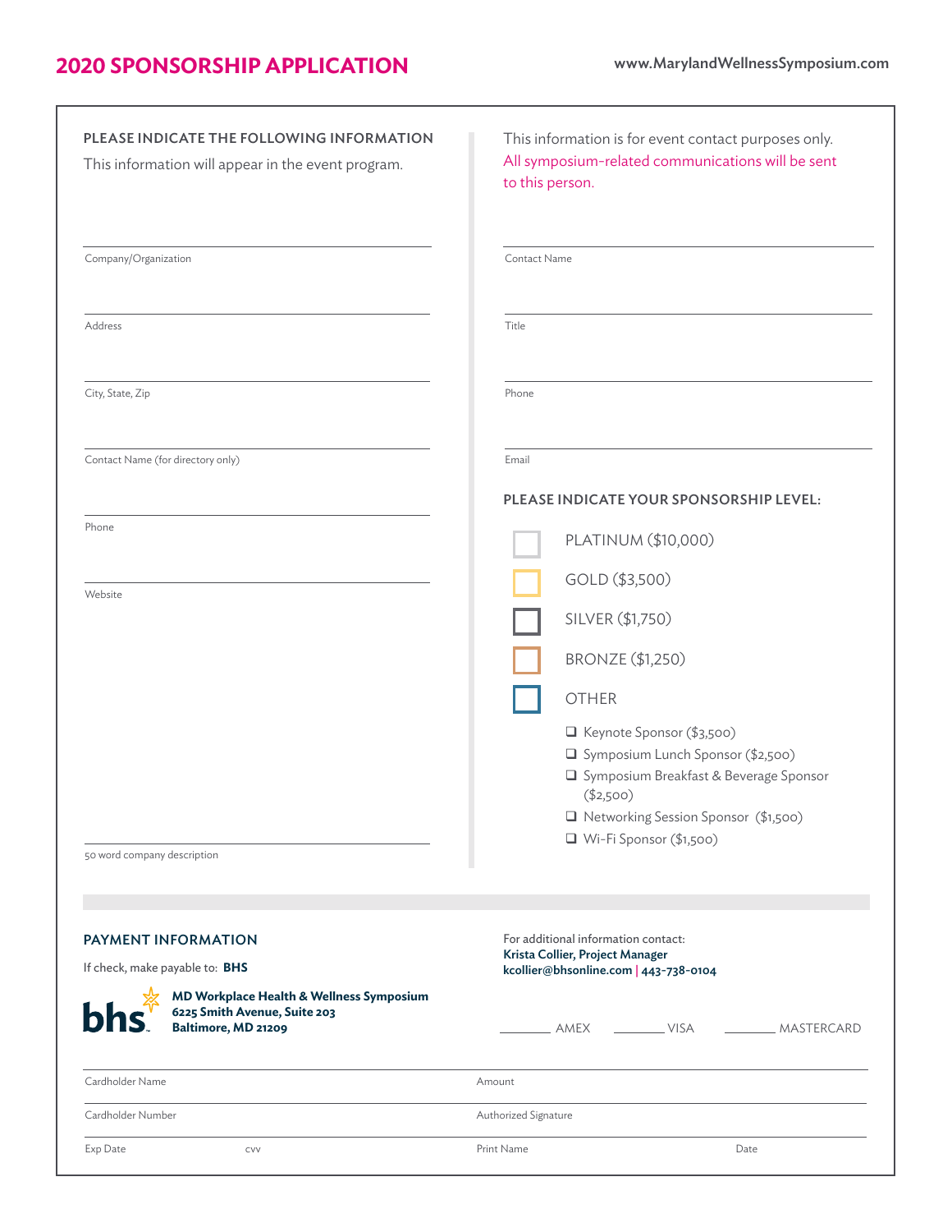# 2020 SPONSORSHIP APPLICATION

www.MarylandWellnessSymposium.com

## PLEASE INDICATE THE FOLLOWING INFORMATION

This information will appear in the event program.

Company/Organization

Address

City, State, Zip

Contact Name (for directory only)

Phone

Website

50 word company description

This information is for event contact purposes only.
All symposium-related communications will be sent to this person.

Contact Name

Title

Phone

Email

## PLEASE INDICATE YOUR SPONSORSHIP LEVEL:

- ☐ PLATINUM ($10,000)
- ☐ GOLD ($3,500)
- ☐ SILVER ($1,750)
- ☐ BRONZE ($1,250)
- ☐ OTHER
  - ☐ Keynote Sponsor ($3,500)
  - ☐ Symposium Lunch Sponsor ($2,500)
  - ☐ Symposium Breakfast & Beverage Sponsor ($2,500)
  - ☐ Networking Session Sponsor ($1,500)
  - ☐ Wi-Fi Sponsor ($1,500)

## PAYMENT INFORMATION

If check, make payable to: **BHS**

bhs

**MD Workplace Health & Wellness Symposium**
**6225 Smith Avenue, Suite 203**
**Baltimore, MD 21209**

For additional information contact:
**Krista Collier, Project Manager**
**kcollier@bhsonline.com | 443-738-0104**

_______ AMEX _______ VISA _______ MASTERCARD

Cardholder Name

Amount

Cardholder Number

Authorized Signature

Exp Date

CVV

Print Name

Date